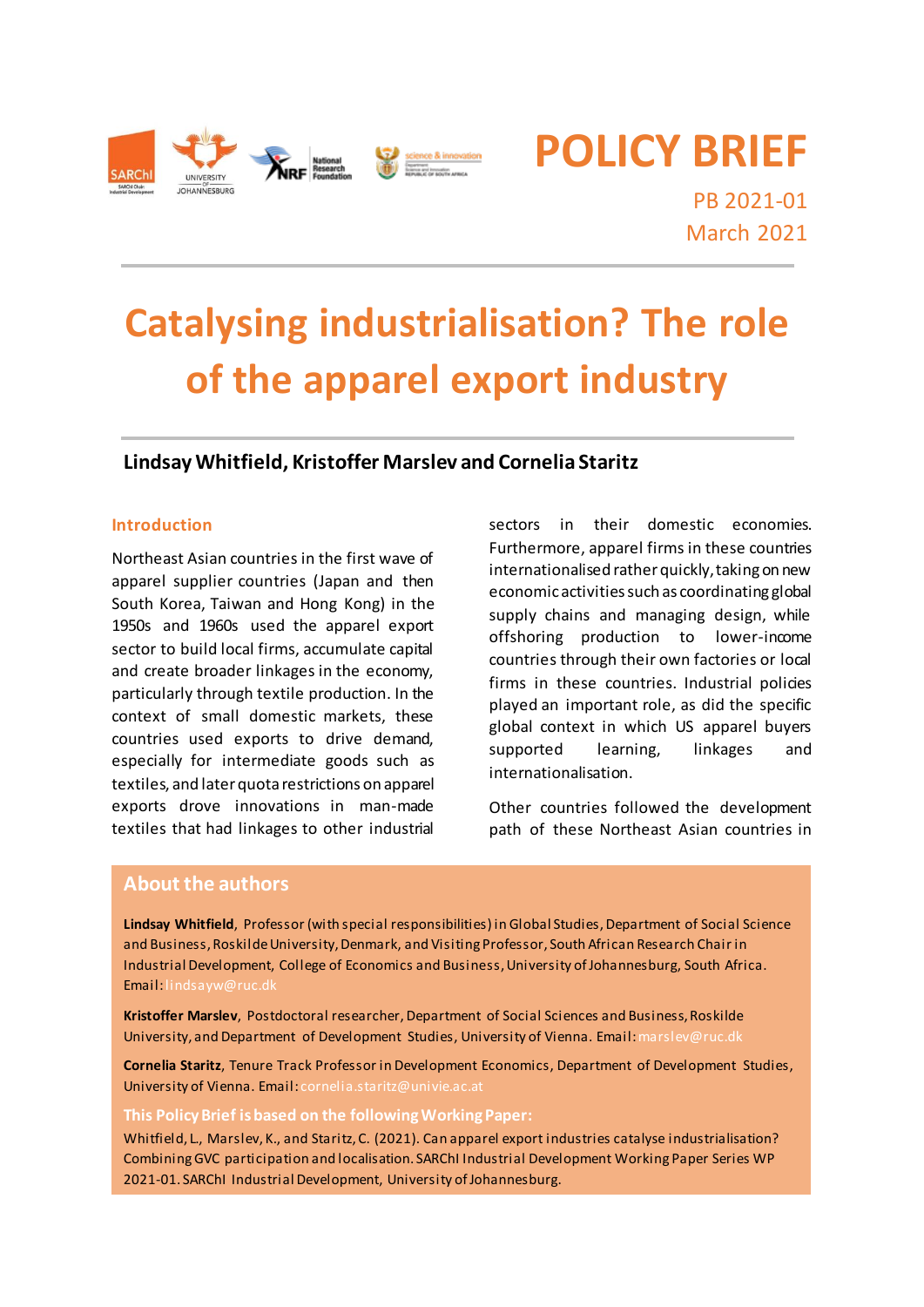# POLICY BRIEF

PB 2021-01
March 2021

# Catalysing industrialisation? The role of the apparel export industry

**Lindsay Whitfield, Kristoffer Marslev and Cornelia Staritz**

## Introduction

Northeast Asian countries in the first wave of apparel supplier countries (Japan and then South Korea, Taiwan and Hong Kong) in the 1950s and 1960s used the apparel export sector to build local firms, accumulate capital and create broader linkages in the economy, particularly through textile production. In the context of small domestic markets, these countries used exports to drive demand, especially for intermediate goods such as textiles, and later quota restrictions on apparel exports drove innovations in man-made textiles that had linkages to other industrial sectors in their domestic economies. Furthermore, apparel firms in these countries internationalised rather quickly, taking on new economic activities such as coordinating global supply chains and managing design, while offshoring production to lower-income countries through their own factories or local firms in these countries. Industrial policies played an important role, as did the specific global context in which US apparel buyers supported learning, linkages and internationalisation.

Other countries followed the development path of these Northeast Asian countries in

## About the authors

**Lindsay Whitfield**, Professor (with special responsibilities) in Global Studies, Department of Social Science and Business, Roskilde University, Denmark, and Visiting Professor, South African Research Chair in Industrial Development, College of Economics and Business, University of Johannesburg, South Africa. Email: lindsayw@ruc.dk

**Kristoffer Marslev**, Postdoctoral researcher, Department of Social Sciences and Business, Roskilde University, and Department of Development Studies, University of Vienna. Email: marslev@ruc.dk

**Cornelia Staritz**, Tenure Track Professor in Development Economics, Department of Development Studies, University of Vienna. Email: cornelia.staritz@univie.ac.at

**This Policy Brief is based on the following Working Paper:**

Whitfield, L., Marslev, K., and Staritz, C. (2021). Can apparel export industries catalyse industrialisation? Combining GVC participation and localisation. SARChI Industrial Development Working Paper Series WP 2021-01. SARChI Industrial Development, University of Johannesburg.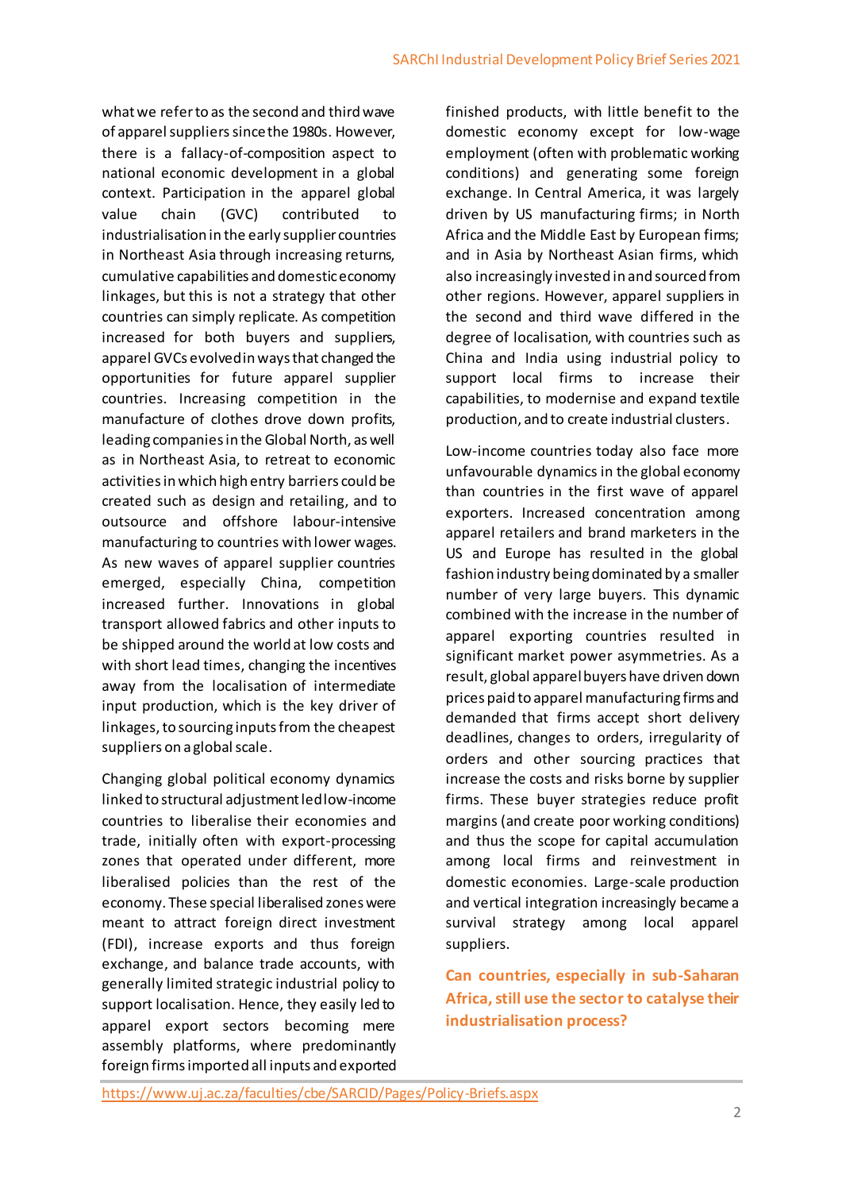what we refer to as the second and third wave of apparel suppliers since the 1980s. However, there is a fallacy-of-composition aspect to national economic development in a global context. Participation in the apparel global value chain (GVC) contributed to industrialisation in the early supplier countries in Northeast Asia through increasing returns, cumulative capabilities and domestic economy linkages, but this is not a strategy that other countries can simply replicate. As competition increased for both buyers and suppliers, apparel GVCs evolved in ways that changed the opportunities for future apparel supplier countries. Increasing competition in the manufacture of clothes drove down profits, leading companies in the Global North, as well as in Northeast Asia, to retreat to economic activities in which high entry barriers could be created such as design and retailing, and to outsource and offshore labour-intensive manufacturing to countries with lower wages. As new waves of apparel supplier countries emerged, especially China, competition increased further. Innovations in global transport allowed fabrics and other inputs to be shipped around the world at low costs and with short lead times, changing the incentives away from the localisation of intermediate input production, which is the key driver of linkages, to sourcing inputs from the cheapest suppliers on a global scale.

Changing global political economy dynamics linked to structural adjustment led low-income countries to liberalise their economies and trade, initially often with export-processing zones that operated under different, more liberalised policies than the rest of the economy. These special liberalised zones were meant to attract foreign direct investment (FDI), increase exports and thus foreign exchange, and balance trade accounts, with generally limited strategic industrial policy to support localisation. Hence, they easily led to apparel export sectors becoming mere assembly platforms, where predominantly foreign firms imported all inputs and exported finished products, with little benefit to the domestic economy except for low-wage employment (often with problematic working conditions) and generating some foreign exchange. In Central America, it was largely driven by US manufacturing firms; in North Africa and the Middle East by European firms; and in Asia by Northeast Asian firms, which also increasingly invested in and sourced from other regions. However, apparel suppliers in the second and third wave differed in the degree of localisation, with countries such as China and India using industrial policy to support local firms to increase their capabilities, to modernise and expand textile production, and to create industrial clusters.

Low-income countries today also face more unfavourable dynamics in the global economy than countries in the first wave of apparel exporters. Increased concentration among apparel retailers and brand marketers in the US and Europe has resulted in the global fashion industry being dominated by a smaller number of very large buyers. This dynamic combined with the increase in the number of apparel exporting countries resulted in significant market power asymmetries. As a result, global apparel buyers have driven down prices paid to apparel manufacturing firms and demanded that firms accept short delivery deadlines, changes to orders, irregularity of orders and other sourcing practices that increase the costs and risks borne by supplier firms. These buyer strategies reduce profit margins (and create poor working conditions) and thus the scope for capital accumulation among local firms and reinvestment in domestic economies. Large-scale production and vertical integration increasingly became a survival strategy among local apparel suppliers.

## Can countries, especially in sub-Saharan Africa, still use the sector to catalyse their industrialisation process?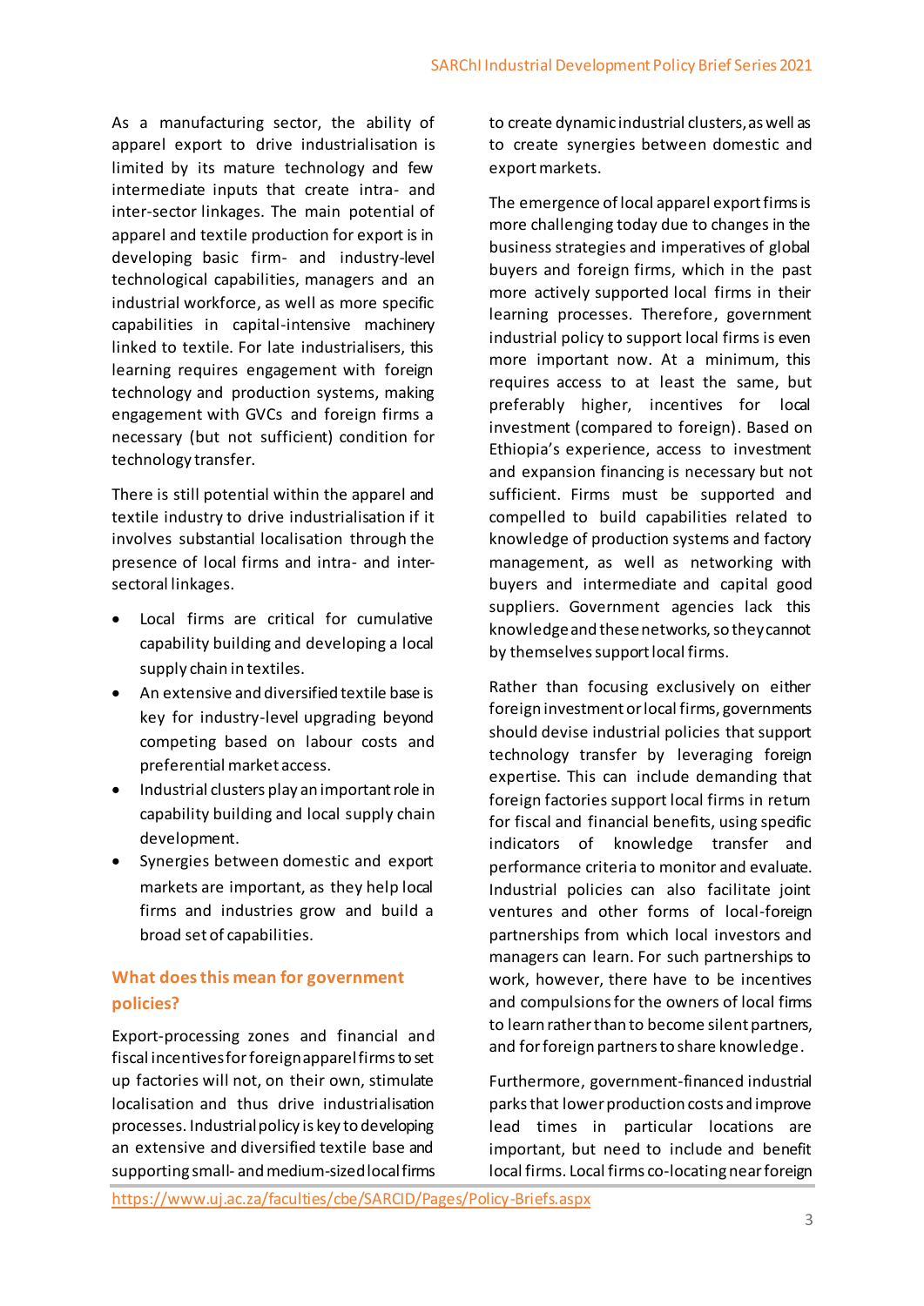As a manufacturing sector, the ability of apparel export to drive industrialisation is limited by its mature technology and few intermediate inputs that create intra- and inter-sector linkages. The main potential of apparel and textile production for export is in developing basic firm- and industry-level technological capabilities, managers and an industrial workforce, as well as more specific capabilities in capital-intensive machinery linked to textile. For late industrialisers, this learning requires engagement with foreign technology and production systems, making engagement with GVCs and foreign firms a necessary (but not sufficient) condition for technology transfer.

There is still potential within the apparel and textile industry to drive industrialisation if it involves substantial localisation through the presence of local firms and intra- and inter-sectoral linkages.

- Local firms are critical for cumulative capability building and developing a local supply chain in textiles.
- An extensive and diversified textile base is key for industry-level upgrading beyond competing based on labour costs and preferential market access.
- Industrial clusters play an important role in capability building and local supply chain development.
- Synergies between domestic and export markets are important, as they help local firms and industries grow and build a broad set of capabilities.

## What does this mean for government policies?

Export-processing zones and financial and fiscal incentives for foreign apparel firms to set up factories will not, on their own, stimulate localisation and thus drive industrialisation processes. Industrial policy is key to developing an extensive and diversified textile base and supporting small- and medium-sized local firms to create dynamic industrial clusters, as well as to create synergies between domestic and export markets.

The emergence of local apparel export firms is more challenging today due to changes in the business strategies and imperatives of global buyers and foreign firms, which in the past more actively supported local firms in their learning processes. Therefore, government industrial policy to support local firms is even more important now. At a minimum, this requires access to at least the same, but preferably higher, incentives for local investment (compared to foreign). Based on Ethiopia's experience, access to investment and expansion financing is necessary but not sufficient. Firms must be supported and compelled to build capabilities related to knowledge of production systems and factory management, as well as networking with buyers and intermediate and capital good suppliers. Government agencies lack this knowledge and these networks, so they cannot by themselves support local firms.

Rather than focusing exclusively on either foreign investment or local firms, governments should devise industrial policies that support technology transfer by leveraging foreign expertise. This can include demanding that foreign factories support local firms in return for fiscal and financial benefits, using specific indicators of knowledge transfer and performance criteria to monitor and evaluate. Industrial policies can also facilitate joint ventures and other forms of local-foreign partnerships from which local investors and managers can learn. For such partnerships to work, however, there have to be incentives and compulsions for the owners of local firms to learn rather than to become silent partners, and for foreign partners to share knowledge.

Furthermore, government-financed industrial parks that lower production costs and improve lead times in particular locations are important, but need to include and benefit local firms. Local firms co-locating near foreign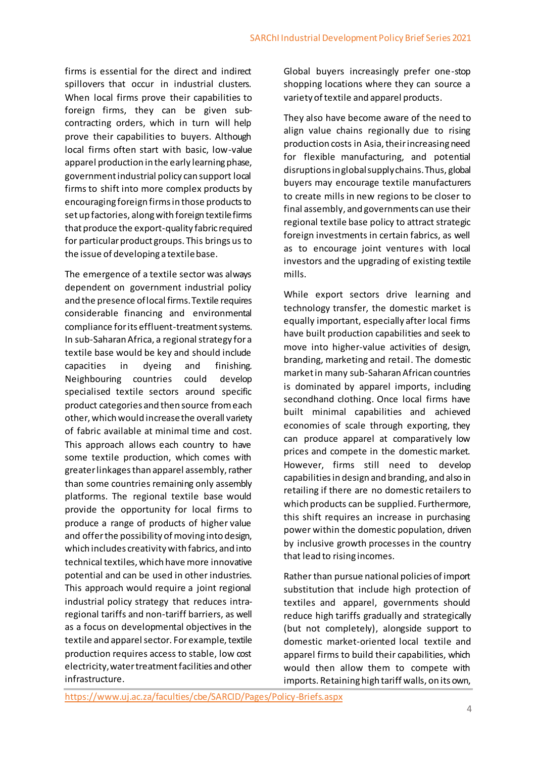firms is essential for the direct and indirect spillovers that occur in industrial clusters. When local firms prove their capabilities to foreign firms, they can be given sub-contracting orders, which in turn will help prove their capabilities to buyers. Although local firms often start with basic, low-value apparel production in the early learning phase, government industrial policy can support local firms to shift into more complex products by encouraging foreign firms in those products to set up factories, along with foreign textile firms that produce the export-quality fabric required for particular product groups. This brings us to the issue of developing a textile base.

The emergence of a textile sector was always dependent on government industrial policy and the presence of local firms. Textile requires considerable financing and environmental compliance for its effluent-treatment systems. In sub-Saharan Africa, a regional strategy for a textile base would be key and should include capacities in dyeing and finishing. Neighbouring countries could develop specialised textile sectors around specific product categories and then source from each other, which would increase the overall variety of fabric available at minimal time and cost. This approach allows each country to have some textile production, which comes with greater linkages than apparel assembly, rather than some countries remaining only assembly platforms. The regional textile base would provide the opportunity for local firms to produce a range of products of higher value and offer the possibility of moving into design, which includes creativity with fabrics, and into technical textiles, which have more innovative potential and can be used in other industries. This approach would require a joint regional industrial policy strategy that reduces intra-regional tariffs and non-tariff barriers, as well as a focus on developmental objectives in the textile and apparel sector. For example, textile production requires access to stable, low cost electricity, water treatment facilities and other infrastructure.

Global buyers increasingly prefer one-stop shopping locations where they can source a variety of textile and apparel products.

They also have become aware of the need to align value chains regionally due to rising production costs in Asia, their increasing need for flexible manufacturing, and potential disruptions in global supply chains. Thus, global buyers may encourage textile manufacturers to create mills in new regions to be closer to final assembly, and governments can use their regional textile base policy to attract strategic foreign investments in certain fabrics, as well as to encourage joint ventures with local investors and the upgrading of existing textile mills.

While export sectors drive learning and technology transfer, the domestic market is equally important, especially after local firms have built production capabilities and seek to move into higher-value activities of design, branding, marketing and retail. The domestic market in many sub-Saharan African countries is dominated by apparel imports, including secondhand clothing. Once local firms have built minimal capabilities and achieved economies of scale through exporting, they can produce apparel at comparatively low prices and compete in the domestic market. However, firms still need to develop capabilities in design and branding, and also in retailing if there are no domestic retailers to which products can be supplied. Furthermore, this shift requires an increase in purchasing power within the domestic population, driven by inclusive growth processes in the country that lead to rising incomes.

Rather than pursue national policies of import substitution that include high protection of textiles and apparel, governments should reduce high tariffs gradually and strategically (but not completely), alongside support to domestic market-oriented local textile and apparel firms to build their capabilities, which would then allow them to compete with imports. Retaining high tariff walls, on its own,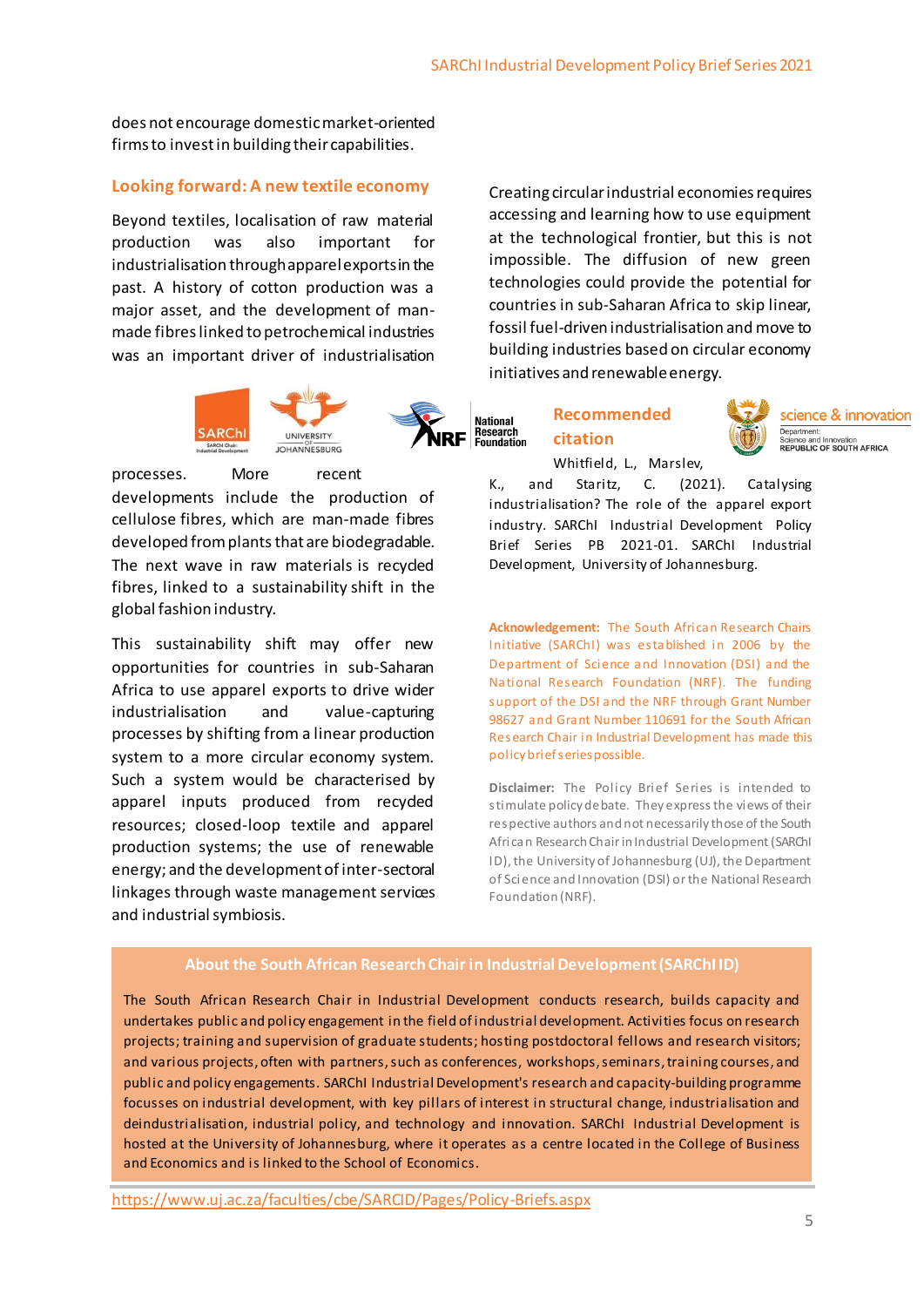does not encourage domestic market-oriented firms to invest in building their capabilities.

## Looking forward: A new textile economy

Beyond textiles, localisation of raw material production was also important for industrialisation through apparel exports in the past. A history of cotton production was a major asset, and the development of man-made fibres linked to petrochemical industries was an important driver of industrialisation processes. More recent developments include the production of cellulose fibres, which are man-made fibres developed from plants that are biodegradable. The next wave in raw materials is recycled fibres, linked to a sustainability shift in the global fashion industry.

This sustainability shift may offer new opportunities for countries in sub-Saharan Africa to use apparel exports to drive wider industrialisation and value-capturing processes by shifting from a linear production system to a more circular economy system. Such a system would be characterised by apparel inputs produced from recycled resources; closed-loop textile and apparel production systems; the use of renewable energy; and the development of inter-sectoral linkages through waste management services and industrial symbiosis.

Creating circular industrial economies requires accessing and learning how to use equipment at the technological frontier, but this is not impossible. The diffusion of new green technologies could provide the potential for countries in sub-Saharan Africa to skip linear, fossil fuel-driven industrialisation and move to building industries based on circular economy initiatives and renewable energy.

## Recommended citation

Whitfield, L., Marslev, K., and Staritz, C. (2021). Catalysing industrialisation? The role of the apparel export industry. SARChI Industrial Development Policy Brief Series PB 2021-01. SARChI Industrial Development, University of Johannesburg.

**Acknowledgement:** The South African Research Chairs Initiative (SARChI) was established in 2006 by the Department of Science and Innovation (DSI) and the National Research Foundation (NRF). The funding support of the DSI and the NRF through Grant Number 98627 and Grant Number 110691 for the South African Research Chair in Industrial Development has made this policy brief series possible.

**Disclaimer:** The Policy Brief Series is intended to stimulate policy debate. They express the views of their respective authors and not necessarily those of the South African Research Chair in Industrial Development (SARChI ID), the University of Johannesburg (UJ), the Department of Science and Innovation (DSI) or the National Research Foundation (NRF).

## About the South African Research Chair in Industrial Development (SARChI ID)

The South African Research Chair in Industrial Development conducts research, builds capacity and undertakes public and policy engagement in the field of industrial development. Activities focus on research projects; training and supervision of graduate students; hosting postdoctoral fellows and research visitors; and various projects, often with partners, such as conferences, workshops, seminars, training courses, and public and policy engagements. SARChI Industrial Development's research and capacity-building programme focusses on industrial development, with key pillars of interest in structural change, industrialisation and deindustrialisation, industrial policy, and technology and innovation. SARChI Industrial Development is hosted at the University of Johannesburg, where it operates as a centre located in the College of Business and Economics and is linked to the School of Economics.

https://www.uj.ac.za/faculties/cbe/SARCID/Pages/Policy-Briefs.aspx